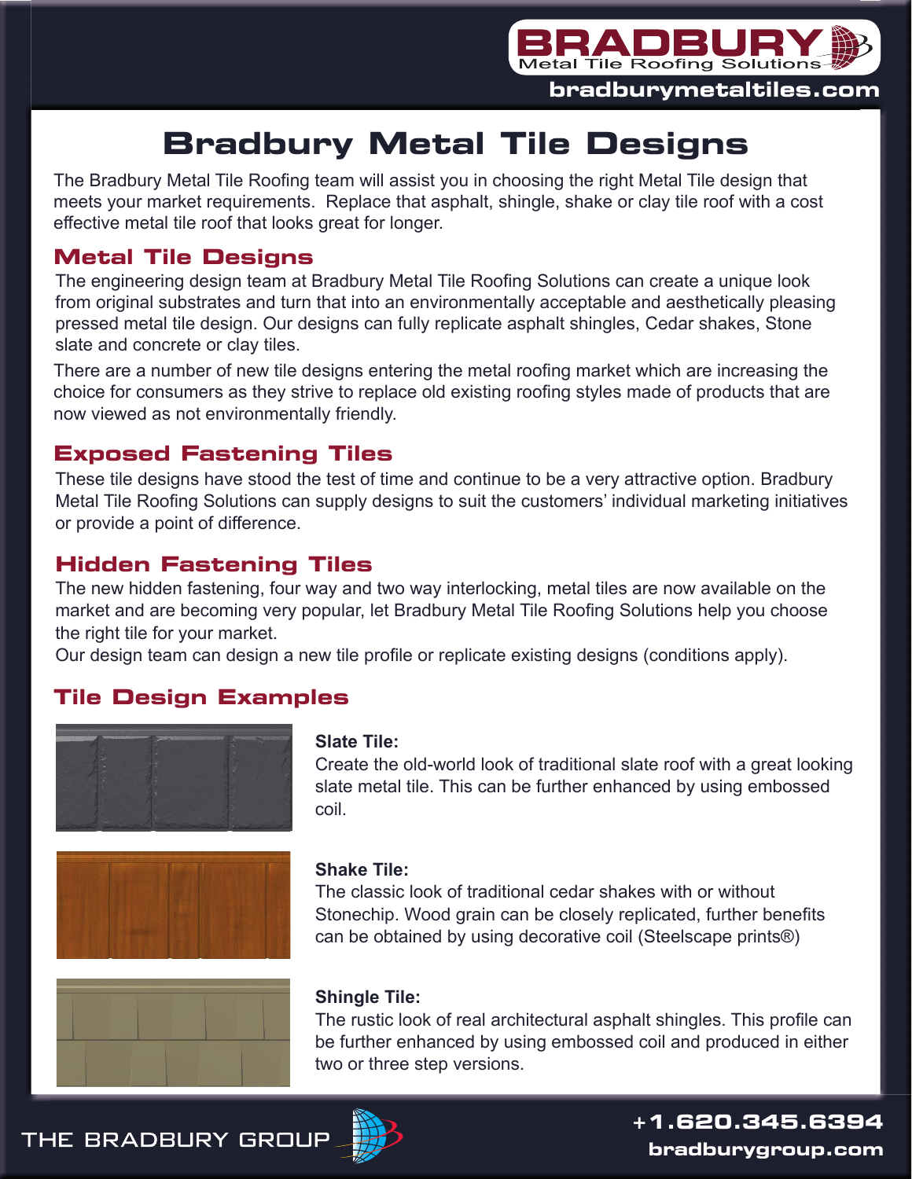# Bradbury Metal Tile Designs

The Bradbury Metal Tile Roofing team will assist you in choosing the right Metal Tile design that meets your market requirements. Replace that asphalt, shingle, shake or clay tile roof with a cost effective metal tile roof that looks great for longer.

## Metal Tile Designs

The engineering design team at Bradbury Metal Tile Roofing Solutions can create a unique look from original substrates and turn that into an environmentally acceptable and aesthetically pleasing pressed metal tile design. Our designs can fully replicate asphalt shingles, Cedar shakes, Stone slate and concrete or clay tiles.

There are a number of new tile designs entering the metal roofing market which are increasing the choice for consumers as they strive to replace old existing roofing styles made of products that are now viewed as not environmentally friendly.

## Exposed Fastening Tiles

These tile designs have stood the test of time and continue to be a very attractive option. Bradbury Metal Tile Roofing Solutions can supply designs to suit the customers' individual marketing initiatives or provide a point of difference.

## Hidden Fastening Tiles

The new hidden fastening, four way and two way interlocking, metal tiles are now available on the market and are becoming very popular, let Bradbury Metal Tile Roofing Solutions help you choose the right tile for your market.
Our design team can design a new tile profile or replicate existing designs (conditions apply).

## Tile Design Examples

**Slate Tile:**
Create the old-world look of traditional slate roof with a great looking slate metal tile. This can be further enhanced by using embossed coil.

**Shake Tile:**
The classic look of traditional cedar shakes with or without Stonechip. Wood grain can be closely replicated, further benefits can be obtained by using decorative coil (Steelscape prints®)

**Shingle Tile:**
The rustic look of real architectural asphalt shingles. This profile can be further enhanced by using embossed coil and produced in either two or three step versions.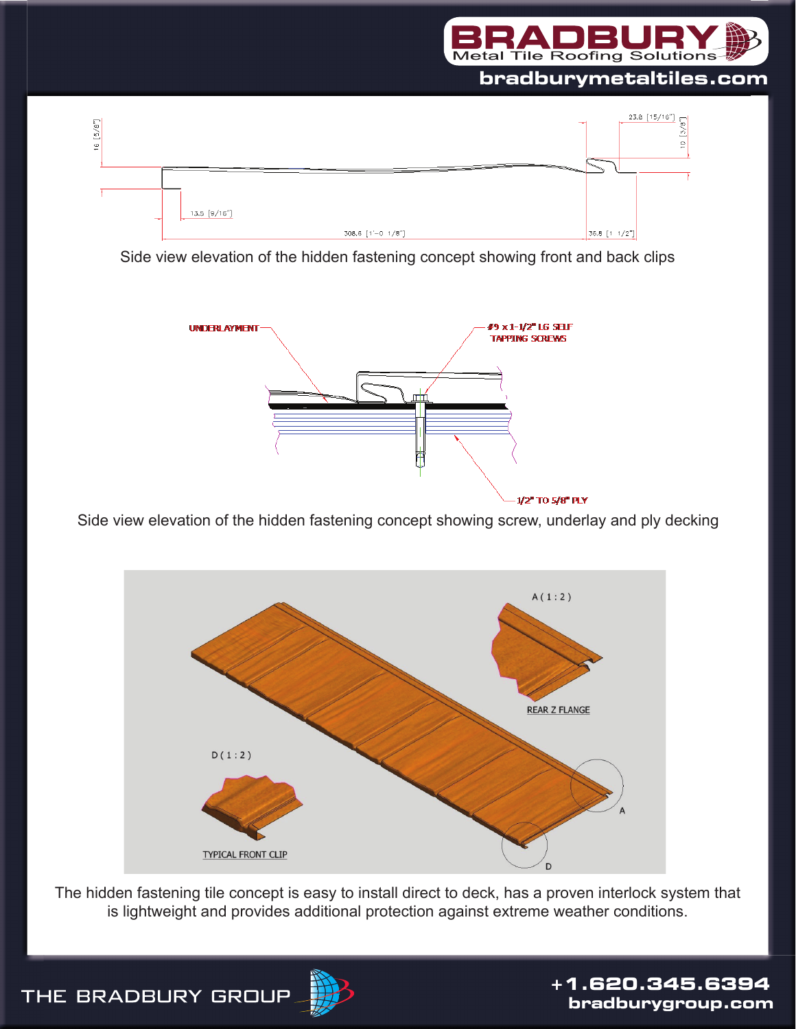16 [5/8"]

23.8 [15/16"]

10 [3/8"]

13.5 [9/16"]

308.6 [1'-0 1/8"]

38.8 [1 1/2"]

Side view elevation of the hidden fastening concept showing front and back clips

UNDERLAYMENT

#9 x 1-1/2" LG SELF TAPPING SCREWS

1/2" TO 5/8" PLY

Side view elevation of the hidden fastening concept showing screw, underlay and ply decking

A ( 1 : 2 )

REAR Z FLANGE

D ( 1 : 2 )

TYPICAL FRONT CLIP

A

D

The hidden fastening tile concept is easy to install direct to deck, has a proven interlock system that is lightweight and provides additional protection against extreme weather conditions.